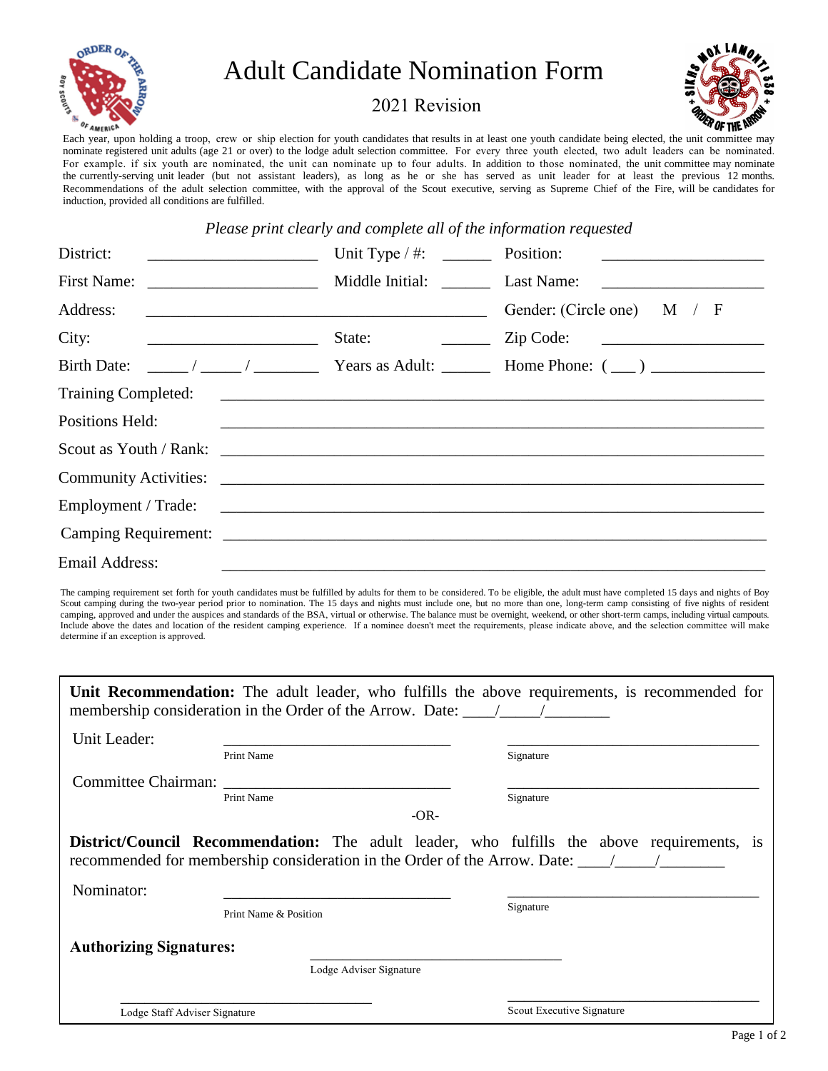# Adult Candidate Nomination Form

## 2021 Revision

Each year, upon holding a troop, crew or ship election for youth candidates that results in at least one youth candidate being elected, the unit committee may nominate registered unit adults (age 21 or over) to the lodge adult selection committee. For every three youth elected, two adult leaders can be nominated. For example. if six youth are nominated, the unit can nominate up to four adults. In addition to those nominated, the unit committee may nominate the currently-serving unit leader (but not assistant leaders), as long as he or she has served as unit leader for at least the previous 12 months. Recommendations of the adult selection committee, with the approval of the Scout executive, serving as Supreme Chief of the Fire, will be candidates for induction, provided all conditions are fulfilled.

*Please print clearly and complete all of the information requested*

District: ____________________ Unit Type / #: ______ Position: ____________________

First Name: ____________________ Middle Initial: ______ Last Name: ____________________

Address: ________________________________________ Gender: (Circle one) M / F

City: ____________________ State: ______ Zip Code: ____________________

Birth Date: _____ / _____ / ________ Years as Adult: ______ Home Phone: ( ___ ) ______________

Training Completed: ____________________________________________________________

Positions Held: ____________________________________________________________

Scout as Youth / Rank: ____________________________________________________________

Community Activities: ____________________________________________________________

Employment / Trade: ____________________________________________________________

Camping Requirement: ____________________________________________________________

Email Address: ____________________________________________________________

The camping requirement set forth for youth candidates must be fulfilled by adults for them to be considered. To be eligible, the adult must have completed 15 days and nights of Boy Scout camping during the two-year period prior to nomination. The 15 days and nights must include one, but no more than one, long-term camp consisting of five nights of resident camping, approved and under the auspices and standards of the BSA, virtual or otherwise. The balance must be overnight, weekend, or other short-term camps, including virtual campouts. Include above the dates and location of the resident camping experience. If a nominee doesn't meet the requirements, please indicate above, and the selection committee will make determine if an exception is approved.

**Unit Recommendation:** The adult leader, who fulfills the above requirements, is recommended for membership consideration in the Order of the Arrow. Date: ____/_____/________

Unit Leader: ______________________________ ______________________________
Print Name Signature

Committee Chairman: ______________________________ ______________________________
Print Name Signature

-OR-

**District/Council Recommendation:** The adult leader, who fulfills the above requirements, is recommended for membership consideration in the Order of the Arrow. Date: ____/_____/________

Nominator: ______________________________ ______________________________
Print Name & Position Signature

**Authorizing Signatures:**

______________________________
Lodge Adviser Signature

______________________________ ______________________________
Lodge Staff Adviser Signature Scout Executive Signature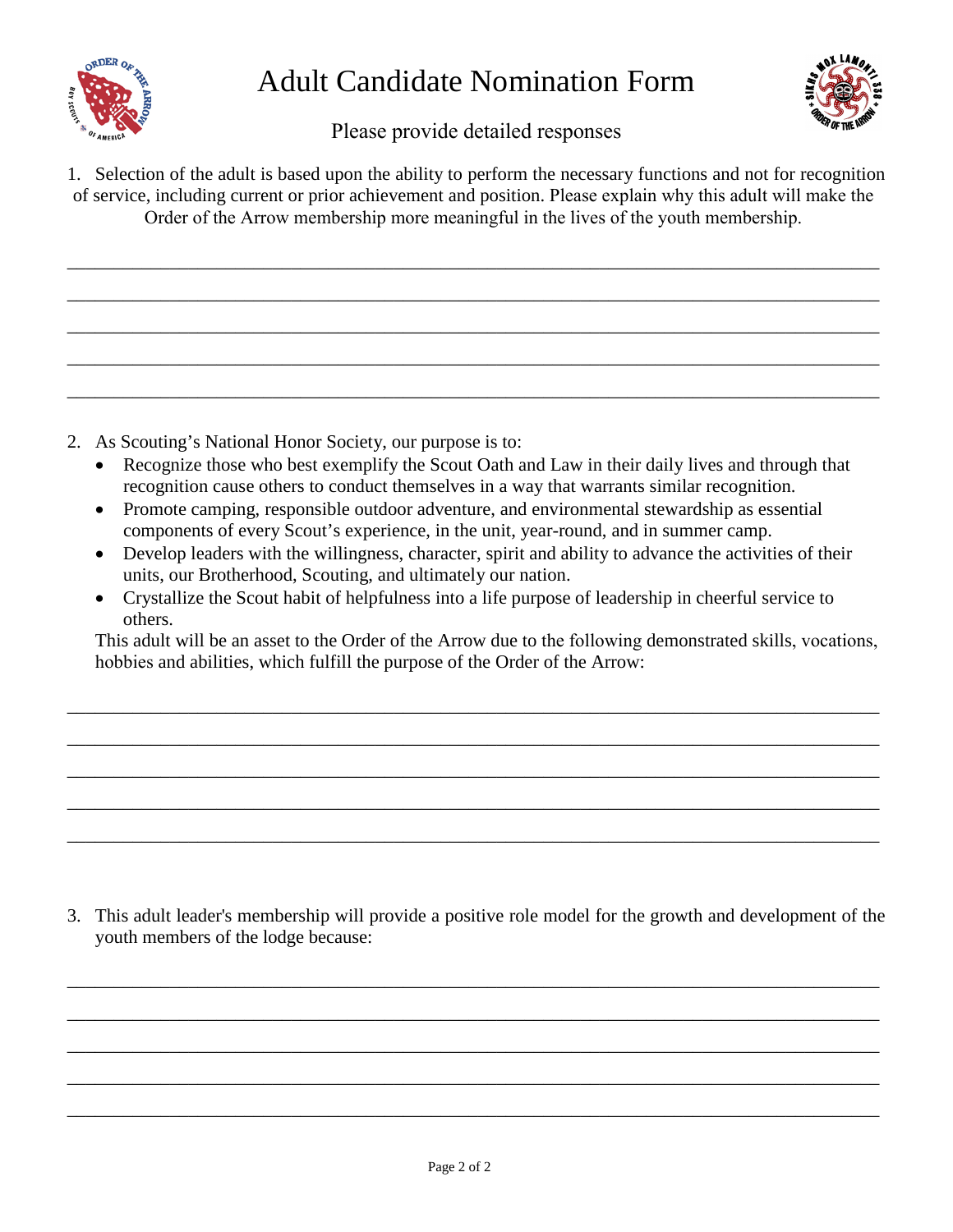# Adult Candidate Nomination Form

Please provide detailed responses

1. Selection of the adult is based upon the ability to perform the necessary functions and not for recognition of service, including current or prior achievement and position. Please explain why this adult will make the Order of the Arrow membership more meaningful in the lives of the youth membership.

_______________________________________________________________________________

_______________________________________________________________________________

_______________________________________________________________________________

_______________________________________________________________________________

_______________________________________________________________________________

2. As Scouting's National Honor Society, our purpose is to:
   - Recognize those who best exemplify the Scout Oath and Law in their daily lives and through that recognition cause others to conduct themselves in a way that warrants similar recognition.
   - Promote camping, responsible outdoor adventure, and environmental stewardship as essential components of every Scout's experience, in the unit, year-round, and in summer camp.
   - Develop leaders with the willingness, character, spirit and ability to advance the activities of their units, our Brotherhood, Scouting, and ultimately our nation.
   - Crystallize the Scout habit of helpfulness into a life purpose of leadership in cheerful service to others.

   This adult will be an asset to the Order of the Arrow due to the following demonstrated skills, vocations, hobbies and abilities, which fulfill the purpose of the Order of the Arrow:

_______________________________________________________________________________

_______________________________________________________________________________

_______________________________________________________________________________

_______________________________________________________________________________

_______________________________________________________________________________

3. This adult leader's membership will provide a positive role model for the growth and development of the youth members of the lodge because:

_______________________________________________________________________________

_______________________________________________________________________________

_______________________________________________________________________________

_______________________________________________________________________________

_______________________________________________________________________________